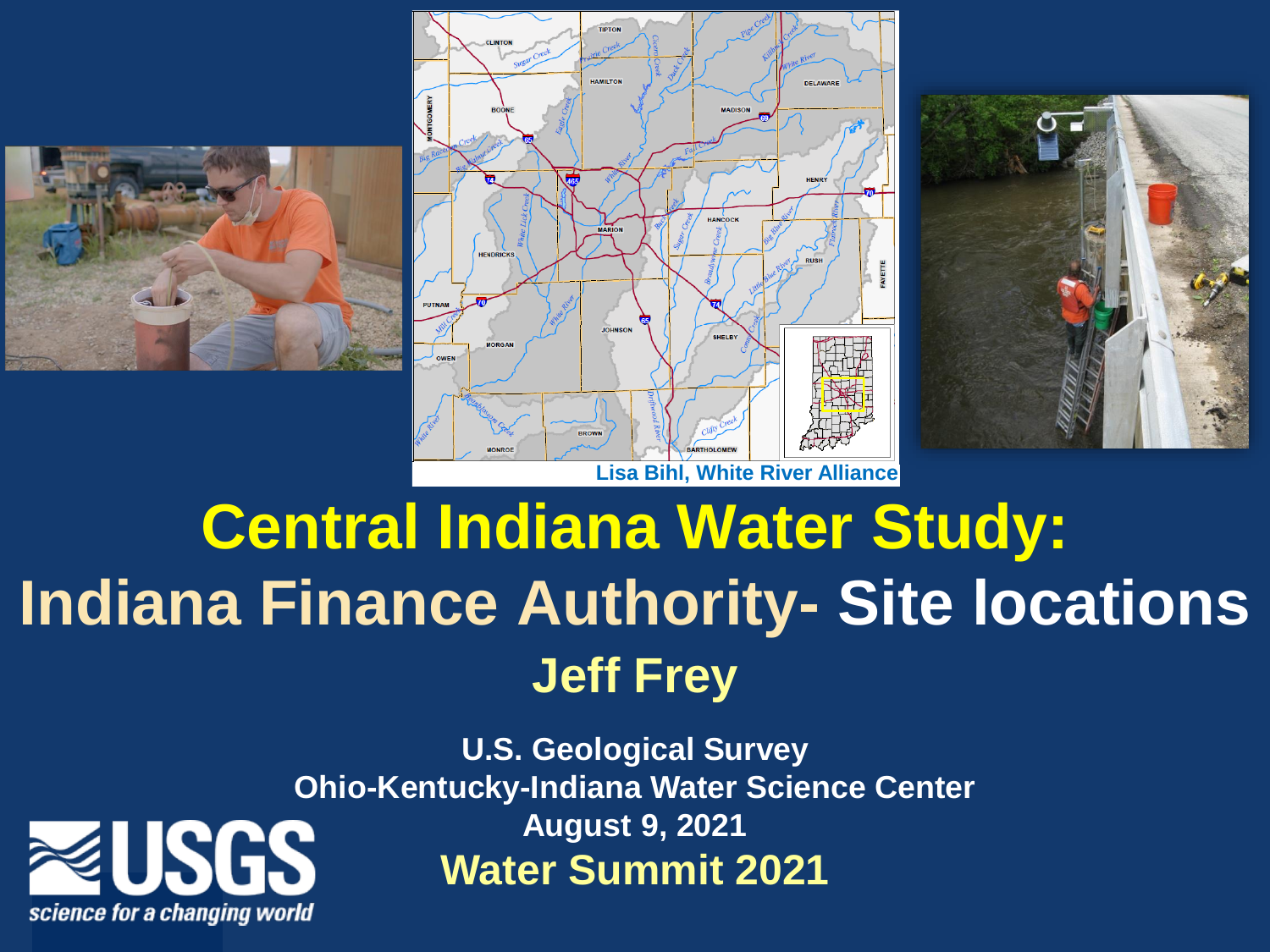Lisa Bihl, White River Alliance

# Central Indiana Water Study:

# Indiana Finance Authority- Site locations

## Jeff Frey

**U.S. Geological Survey**
**Ohio-Kentucky-Indiana Water Science Center**
**August 9, 2021**

**Water Summit 2021**

USGS
*science for a changing world*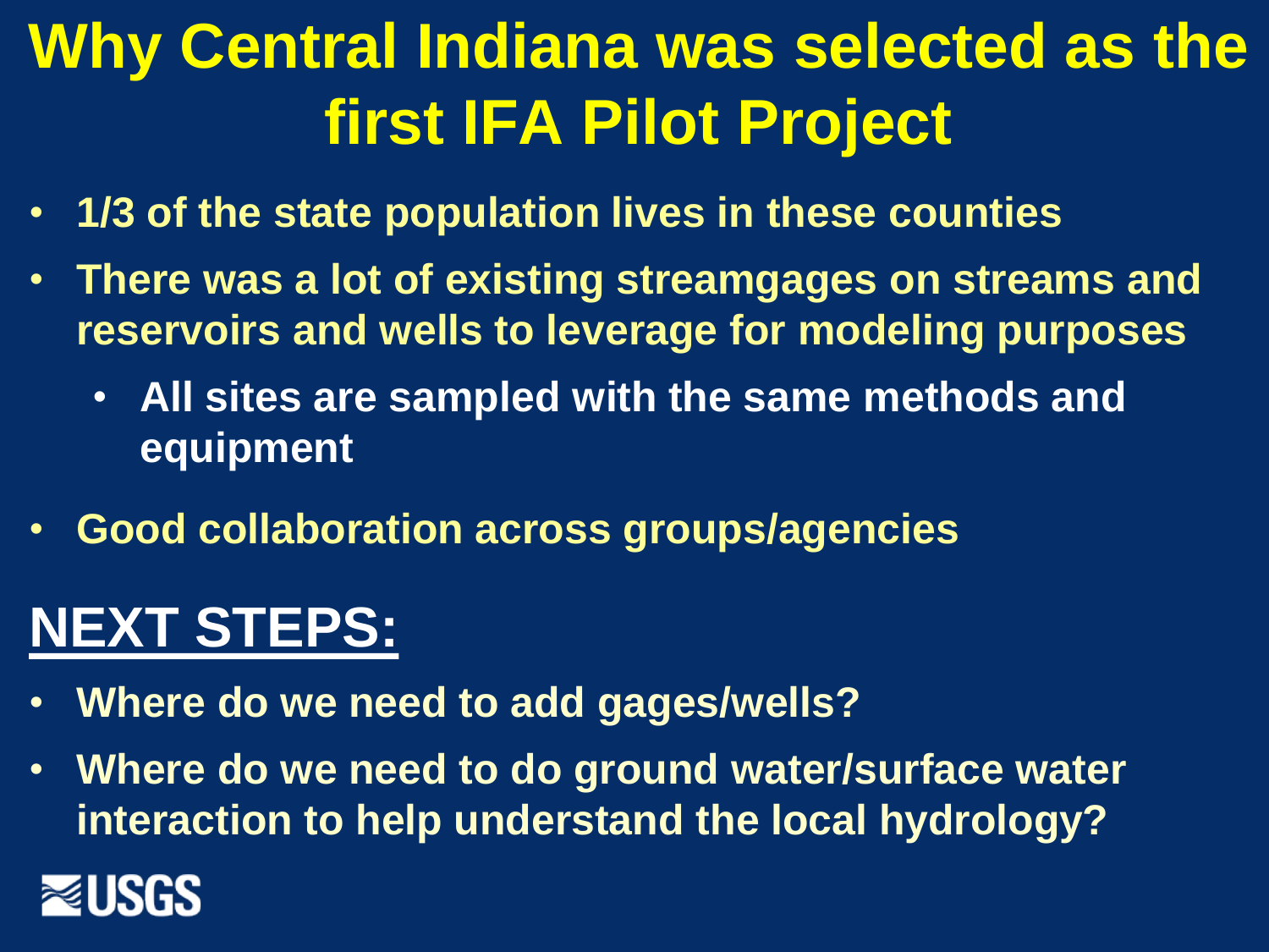# Why Central Indiana was selected as the first IFA Pilot Project

- **1/3 of the state population lives in these counties**
- **There was a lot of existing streamgages on streams and reservoirs and wells to leverage for modeling purposes**
  - **All sites are sampled with the same methods and equipment**
- **Good collaboration across groups/agencies**

## NEXT STEPS:

- **Where do we need to add gages/wells?**
- **Where do we need to do ground water/surface water interaction to help understand the local hydrology?**

USGS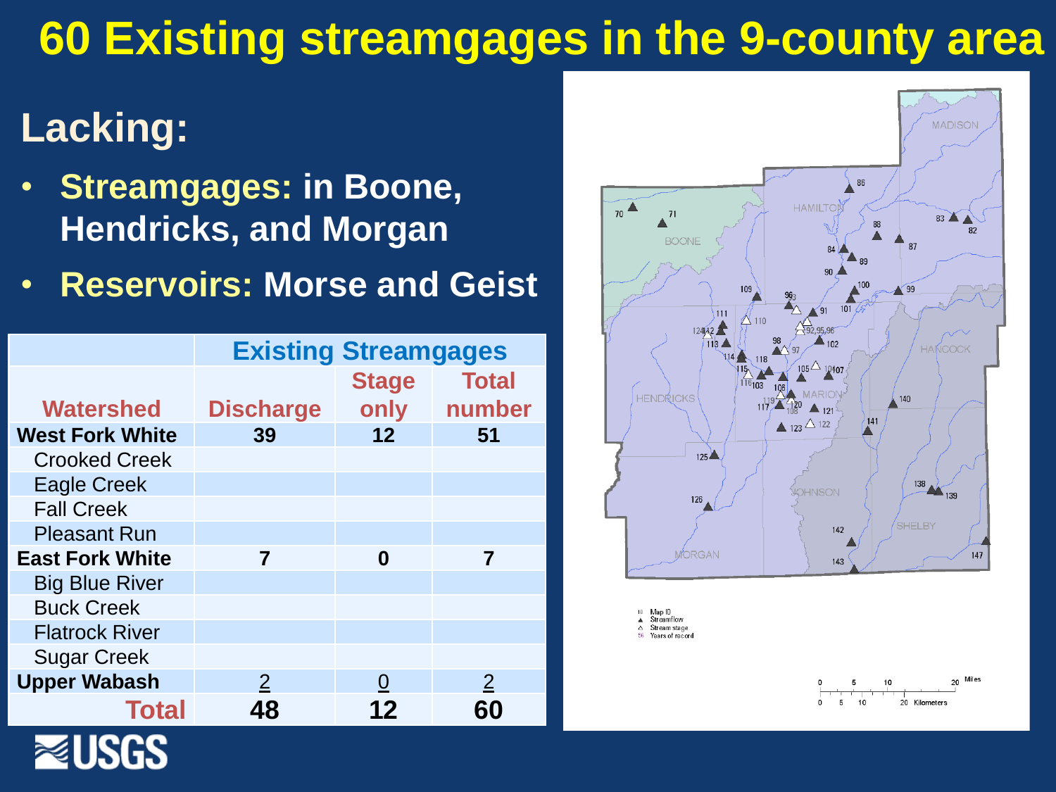# 60 Existing streamgages in the 9-county area

## Lacking:

- **Streamgages:** in Boone, Hendricks, and Morgan
- **Reservoirs:** Morse and Geist

| | Existing Streamgages | | |
|---|---|---|---|
| Watershed | Discharge | Stage only | Total number |
| **West Fork White** | **39** | **12** | **51** |
| Crooked Creek | | | |
| Eagle Creek | | | |
| Fall Creek | | | |
| Pleasant Run | | | |
| **East Fork White** | **7** | **0** | **7** |
| Big Blue River | | | |
| Buck Creek | | | |
| Flatrock River | | | |
| Sugar Creek | | | |
| **Upper Wabash** | 2 | 0 | 2 |
| **Total** | **48** | **12** | **60** |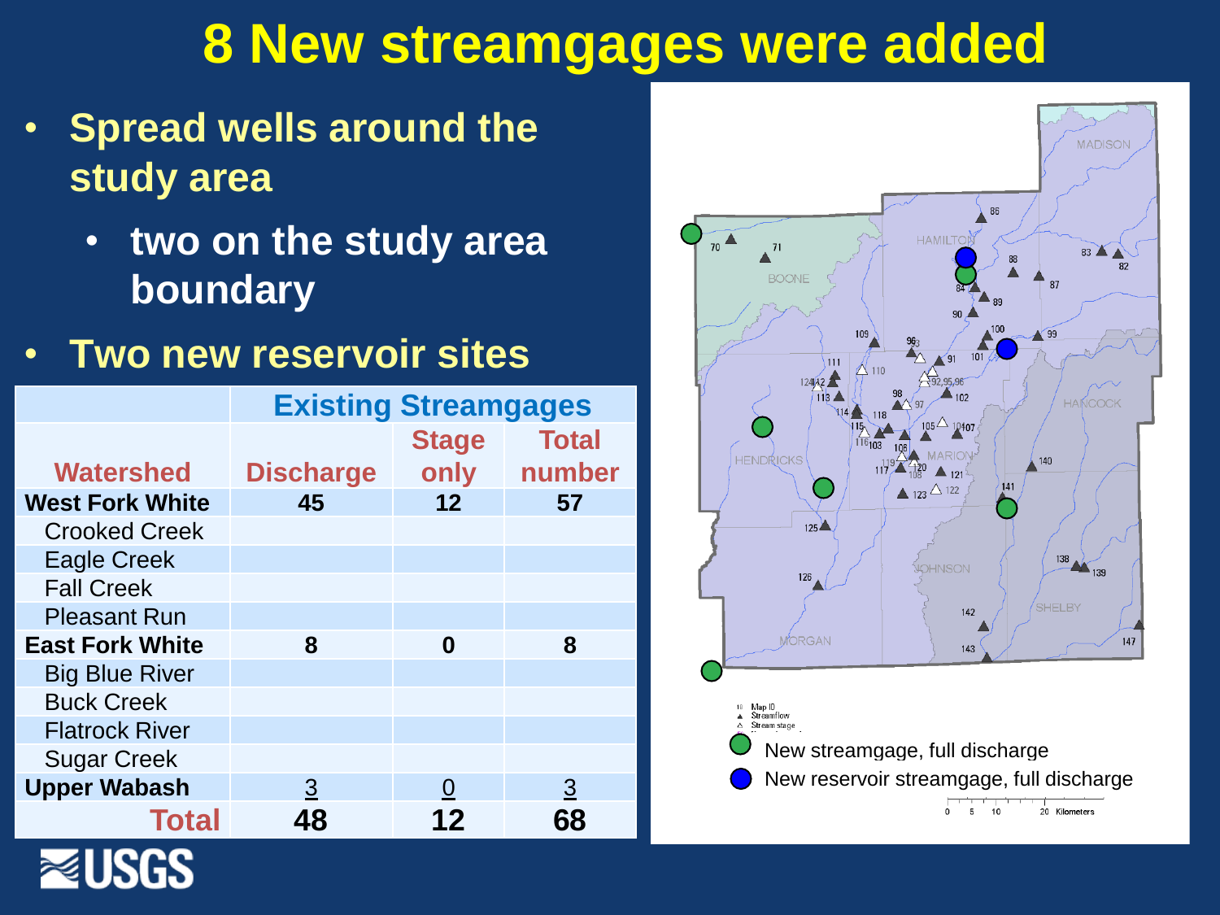# 8 New streamgages were added

- Spread wells around the study area
  - two on the study area boundary
- Two new reservoir sites

| Watershed | Existing Streamgages | | |
|---|---|---|---|
| | Discharge | Stage only | Total number |
| **West Fork White** | **45** | **12** | **57** |
| Crooked Creek | | | |
| Eagle Creek | | | |
| Fall Creek | | | |
| Pleasant Run | | | |
| **East Fork White** | **8** | **0** | **8** |
| Big Blue River | | | |
| Buck Creek | | | |
| Flatrock River | | | |
| Sugar Creek | | | |
| **Upper Wabash** | 3 | 0 | 3 |
| **Total** | **48** | **12** | **68** |

New streamgage, full discharge

New reservoir streamgage, full discharge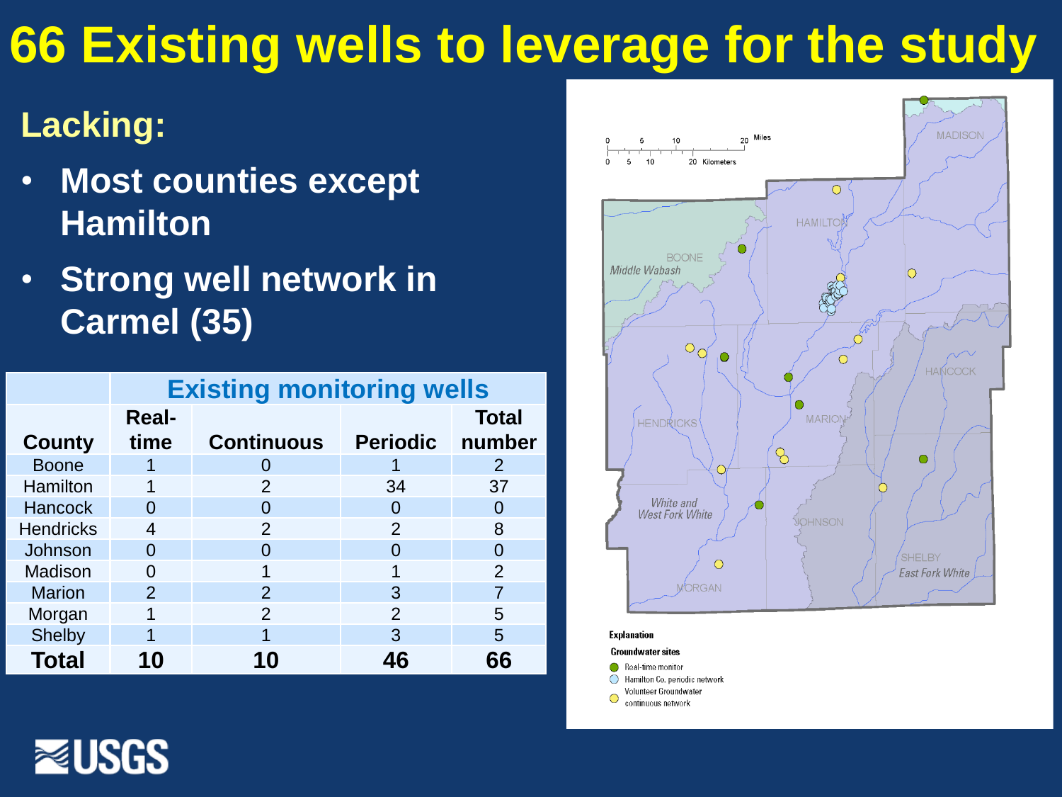# 66 Existing wells to leverage for the study

## Lacking:

- **Most counties except Hamilton**
- **Strong well network in Carmel (35)**

| County | Existing monitoring wells | | | |
|---|---|---|---|---|
| | **Real-time** | **Continuous** | **Periodic** | **Total number** |
| Boone | 1 | 0 | 1 | 2 |
| Hamilton | 1 | 2 | 34 | 37 |
| Hancock | 0 | 0 | 0 | 0 |
| Hendricks | 4 | 2 | 2 | 8 |
| Johnson | 0 | 0 | 0 | 0 |
| Madison | 0 | 1 | 1 | 2 |
| Marion | 2 | 2 | 3 | 7 |
| Morgan | 1 | 2 | 2 | 5 |
| Shelby | 1 | 1 | 3 | 5 |
| **Total** | **10** | **10** | **46** | **66** |

Explanation

Groundwater sites

- Real-time monitor
- Hamilton Co. periodic network
- Volunteer Groundwater continuous network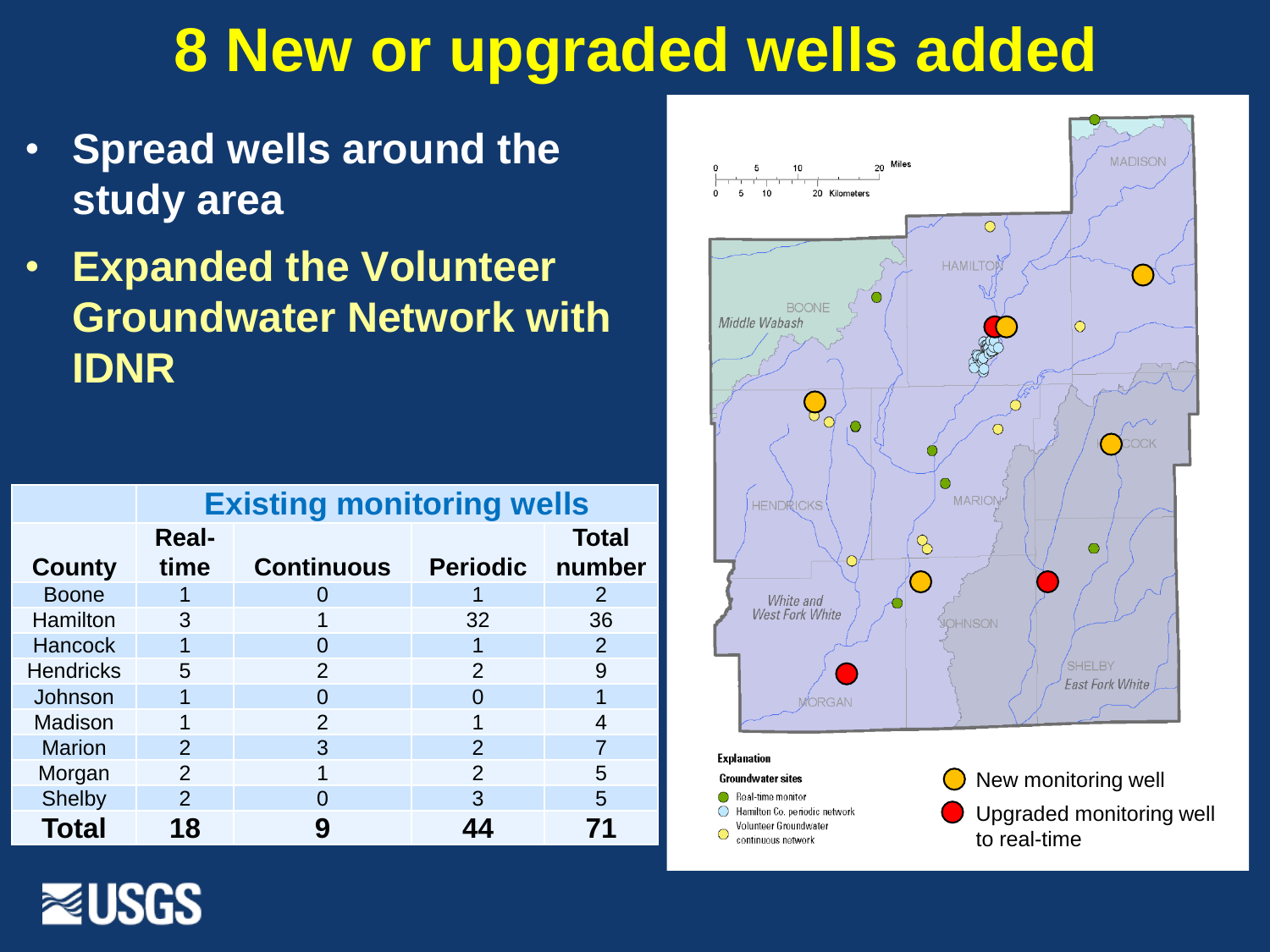# 8 New or upgraded wells added

- **Spread wells around the study area**
- **Expanded the Volunteer Groundwater Network with IDNR**

| | Existing monitoring wells | | | |
|---|---|---|---|---|
| **County** | **Real-time** | **Continuous** | **Periodic** | **Total number** |
| Boone | 1 | 0 | 1 | 2 |
| Hamilton | 3 | 1 | 32 | 36 |
| Hancock | 1 | 0 | 1 | 2 |
| Hendricks | 5 | 2 | 2 | 9 |
| Johnson | 1 | 0 | 0 | 1 |
| Madison | 1 | 2 | 1 | 4 |
| Marion | 2 | 3 | 2 | 7 |
| Morgan | 2 | 1 | 2 | 5 |
| Shelby | 2 | 0 | 3 | 5 |
| **Total** | **18** | **9** | **44** | **71** |

New monitoring well

Upgraded monitoring well to real-time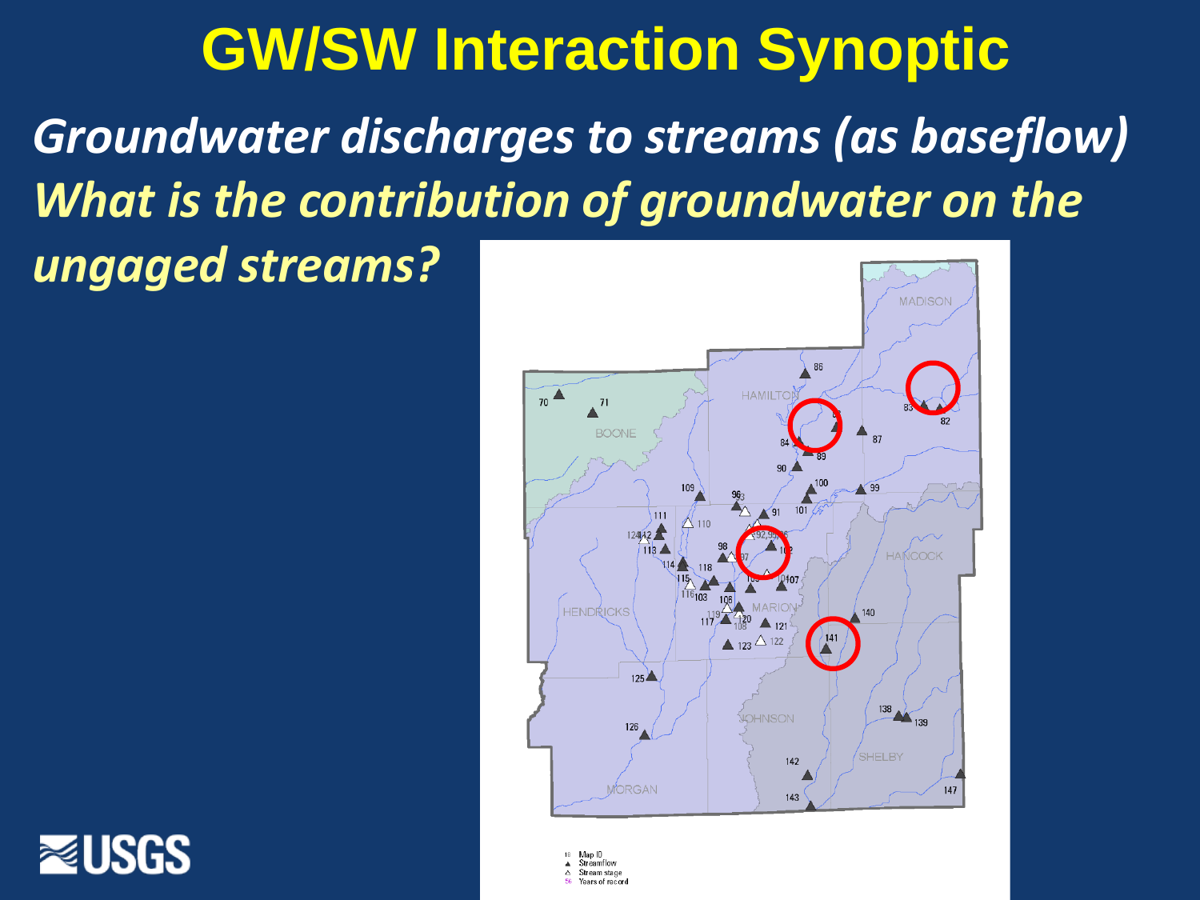# GW/SW Interaction Synoptic

***Groundwater discharges to streams (as baseflow)***

***What is the contribution of groundwater on the ungaged streams?***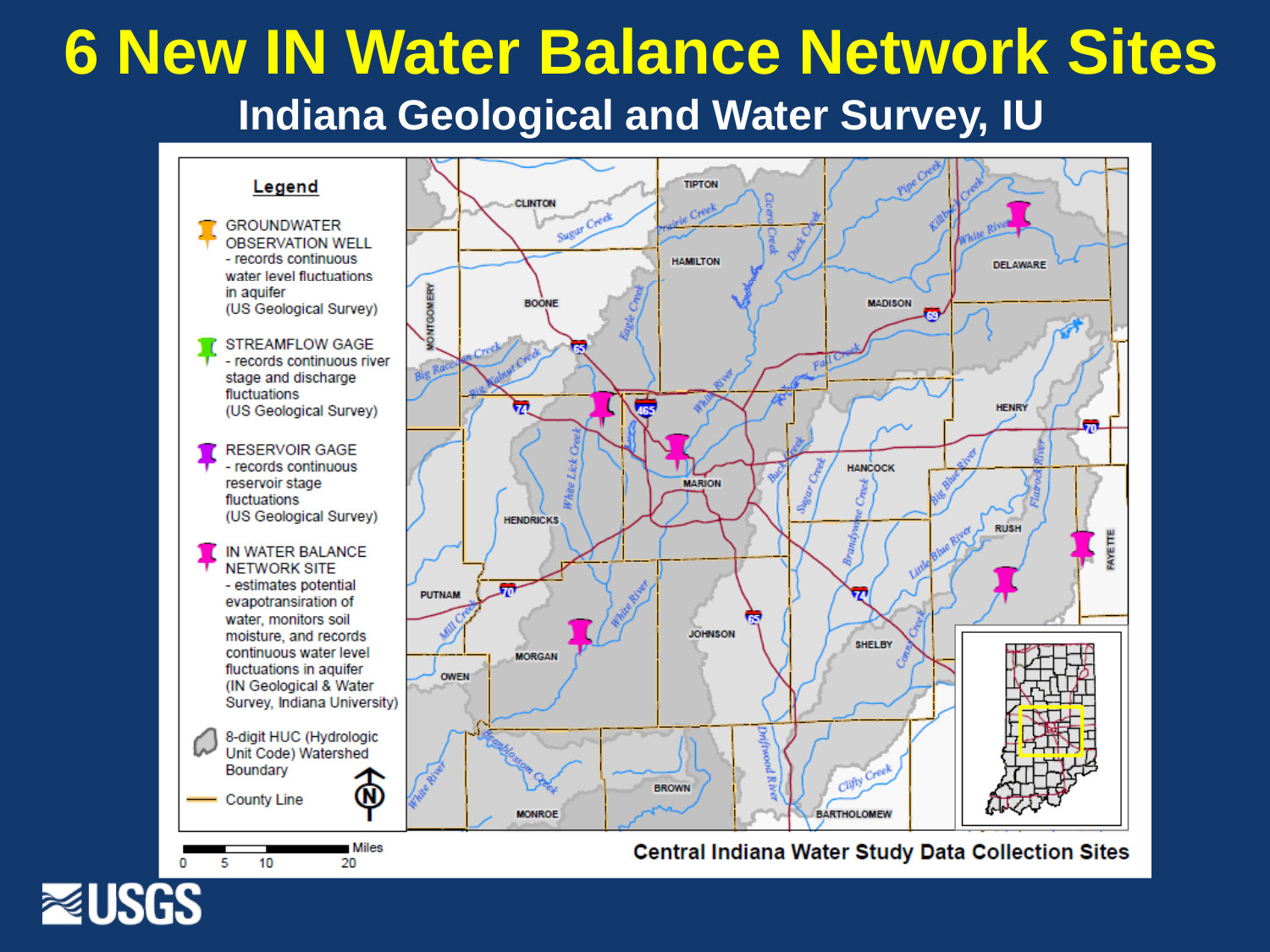# 6 New IN Water Balance Network Sites

## Indiana Geological and Water Survey, IU

**Legend**

- GROUNDWATER OBSERVATION WELL - records continuous water level fluctuations in aquifer (US Geological Survey)
- STREAMFLOW GAGE - records continuous river stage and discharge fluctuations (US Geological Survey)
- RESERVOIR GAGE - records continuous reservoir stage fluctuations (US Geological Survey)
- IN WATER BALANCE NETWORK SITE - estimates potential evapotransiration of water, monitors soil moisture, and records continuous water level fluctuations in aquifer (IN Geological & Water Survey, Indiana University)
- 8-digit HUC (Hydrologic Unit Code) Watershed Boundary
- County Line

Miles: 0, 5, 10, 20

Central Indiana Water Study Data Collection Sites

USGS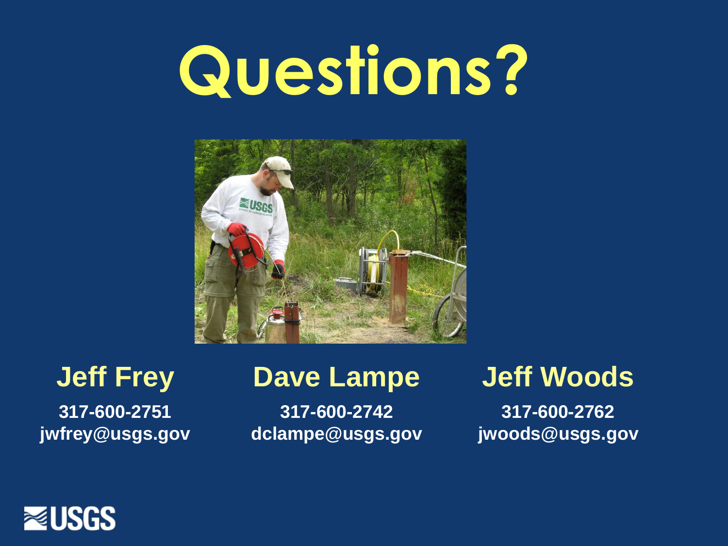# Questions?

**Jeff Frey**
**317-600-2751**
**jwfrey@usgs.gov**

**Dave Lampe**
**317-600-2742**
**dclampe@usgs.gov**

**Jeff Woods**
**317-600-2762**
**jwoods@usgs.gov**